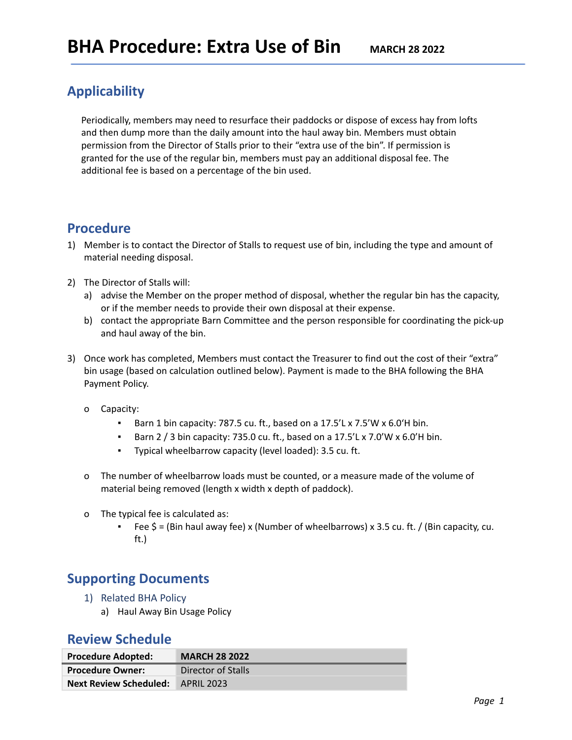# BHA Procedure: Extra Use of Bin

**MARCH 28 2022**

## Applicability

Periodically, members may need to resurface their paddocks or dispose of excess hay from lofts and then dump more than the daily amount into the haul away bin. Members must obtain permission from the Director of Stalls prior to their "extra use of the bin". If permission is granted for the use of the regular bin, members must pay an additional disposal fee. The additional fee is based on a percentage of the bin used.

## Procedure

1) Member is to contact the Director of Stalls to request use of bin, including the type and amount of material needing disposal.

2) The Director of Stalls will:
   a) advise the Member on the proper method of disposal, whether the regular bin has the capacity, or if the member needs to provide their own disposal at their expense.
   b) contact the appropriate Barn Committee and the person responsible for coordinating the pick-up and haul away of the bin.

3) Once work has completed, Members must contact the Treasurer to find out the cost of their "extra" bin usage (based on calculation outlined below). Payment is made to the BHA following the BHA Payment Policy.

   - Capacity:
     - Barn 1 bin capacity: 787.5 cu. ft., based on a 17.5'L x 7.5'W x 6.0'H bin.
     - Barn 2 / 3 bin capacity: 735.0 cu. ft., based on a 17.5'L x 7.0'W x 6.0'H bin.
     - Typical wheelbarrow capacity (level loaded): 3.5 cu. ft.

   - The number of wheelbarrow loads must be counted, or a measure made of the volume of material being removed (length x width x depth of paddock).

   - The typical fee is calculated as:
     - Fee $ = (Bin haul away fee) x (Number of wheelbarrows) x 3.5 cu. ft. / (Bin capacity, cu. ft.)

## Supporting Documents

1) Related BHA Policy
   a) Haul Away Bin Usage Policy

## Review Schedule

| | |
|---|---|
| **Procedure Adopted:** | **MARCH 28 2022** |
| **Procedure Owner:** | Director of Stalls |
| **Next Review Scheduled:** | APRIL 2023 |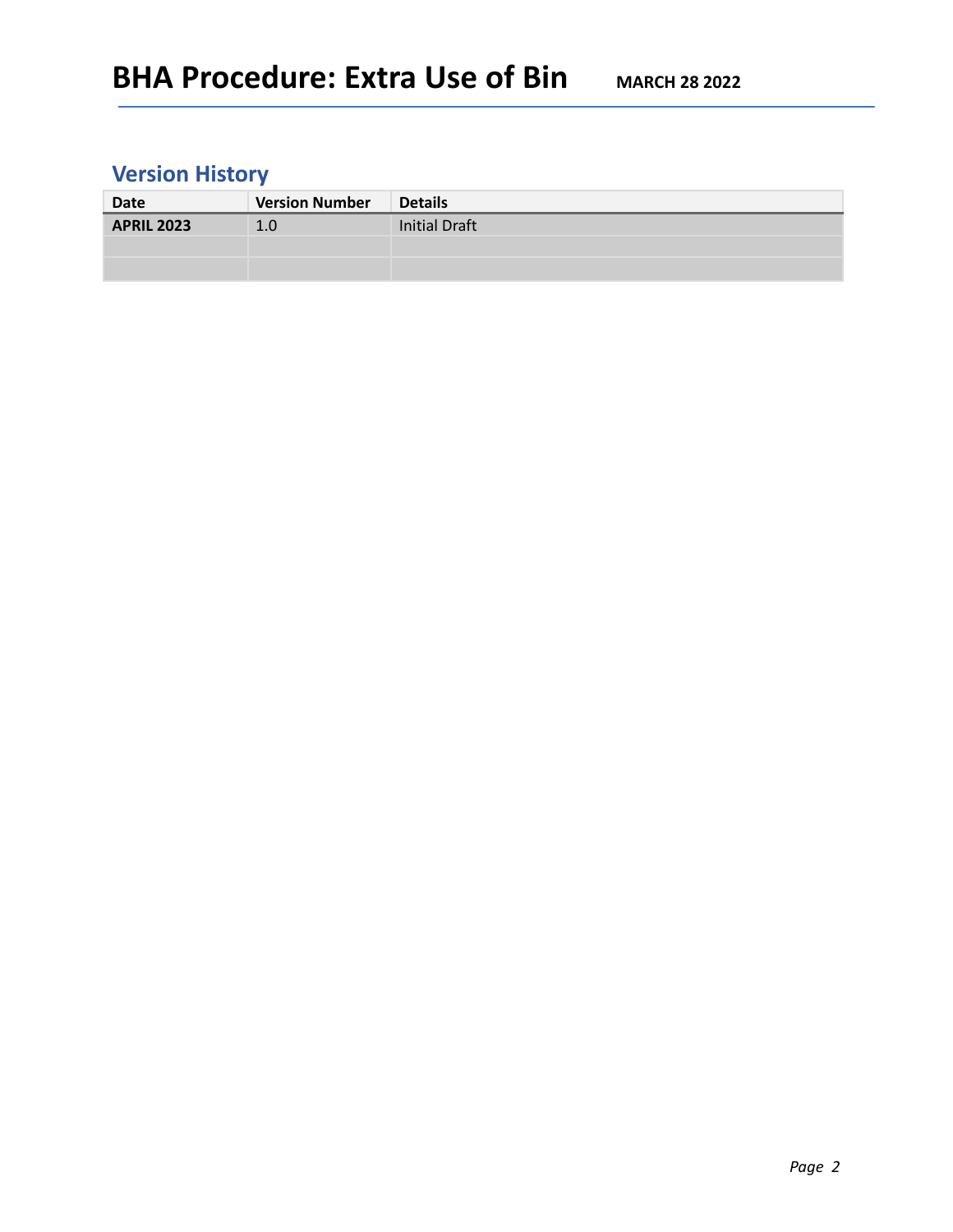## Version History

| Date | Version Number | Details |
| --- | --- | --- |
| **APRIL 2023** | 1.0 | Initial Draft |
| | | |
| | | |